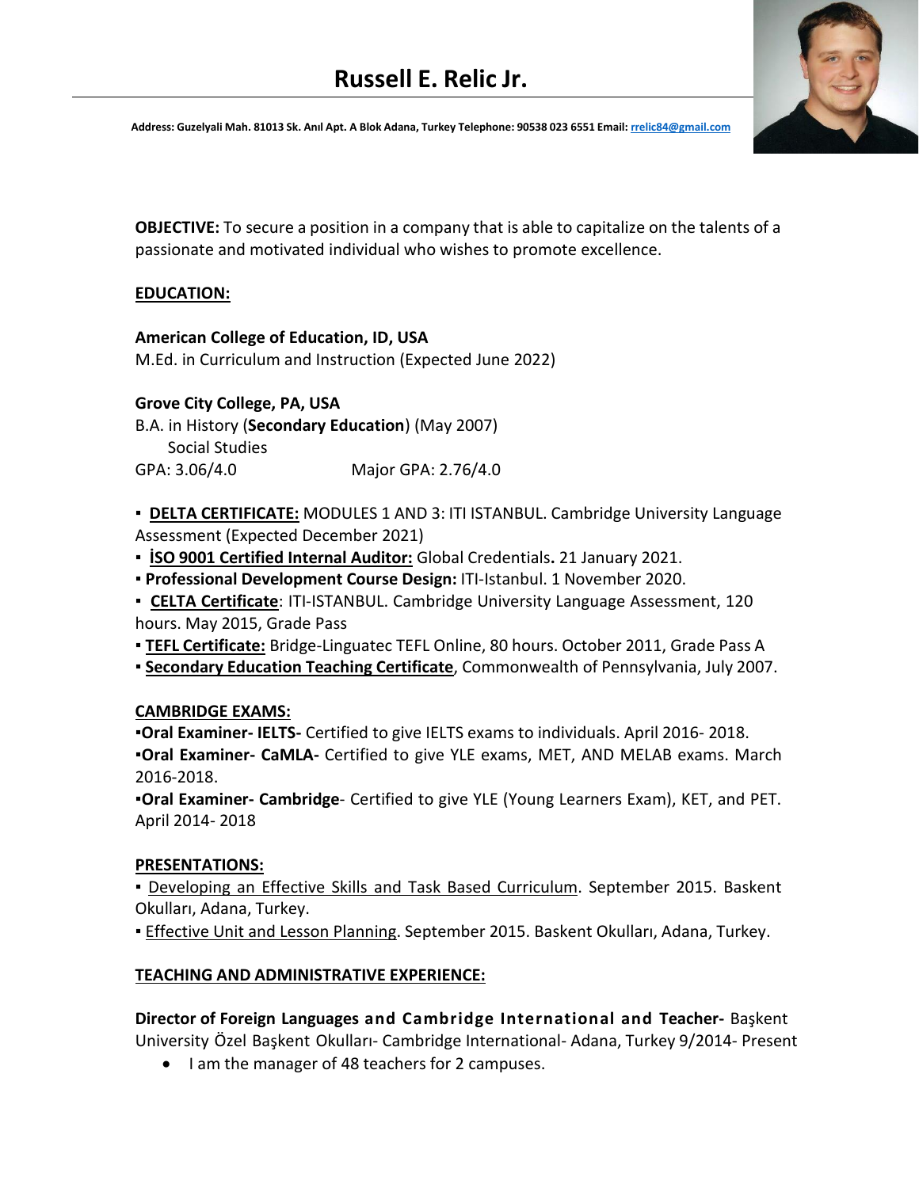# Russell E. Relic Jr.

**Address: Guzelyali Mah. 81013 Sk. Anıl Apt. A Blok Adana, Turkey Telephone: 90538 023 6551 Email: rrelic84@gmail.com**

**OBJECTIVE:** To secure a position in a company that is able to capitalize on the talents of a passionate and motivated individual who wishes to promote excellence.

## EDUCATION:

**American College of Education, ID, USA**
M.Ed. in Curriculum and Instruction (Expected June 2022)

**Grove City College, PA, USA**
B.A. in History (**Secondary Education**) (May 2007)
Social Studies
GPA: 3.06/4.0 Major GPA: 2.76/4.0

- **DELTA CERTIFICATE:** MODULES 1 AND 3: ITI ISTANBUL. Cambridge University Language Assessment (Expected December 2021)
- **İSO 9001 Certified Internal Auditor:** Global Credentials**.** 21 January 2021.
- **Professional Development Course Design:** ITI-Istanbul. 1 November 2020.
- **CELTA Certificate**: ITI-ISTANBUL. Cambridge University Language Assessment, 120 hours. May 2015, Grade Pass
- **TEFL Certificate:** Bridge-Linguatec TEFL Online, 80 hours. October 2011, Grade Pass A
- **Secondary Education Teaching Certificate**, Commonwealth of Pennsylvania, July 2007.

## CAMBRIDGE EXAMS:

- **Oral Examiner- IELTS-** Certified to give IELTS exams to individuals. April 2016- 2018.
- **Oral Examiner- CaMLA-** Certified to give YLE exams, MET, AND MELAB exams. March 2016-2018.
- **Oral Examiner- Cambridge**- Certified to give YLE (Young Learners Exam), KET, and PET. April 2014- 2018

## PRESENTATIONS:

- Developing an Effective Skills and Task Based Curriculum. September 2015. Baskent Okulları, Adana, Turkey.
- Effective Unit and Lesson Planning. September 2015. Baskent Okulları, Adana, Turkey.

## TEACHING AND ADMINISTRATIVE EXPERIENCE:

**Director of Foreign Languages and Cambridge International and Teacher-** Başkent University Özel Başkent Okulları- Cambridge International- Adana, Turkey 9/2014- Present

- I am the manager of 48 teachers for 2 campuses.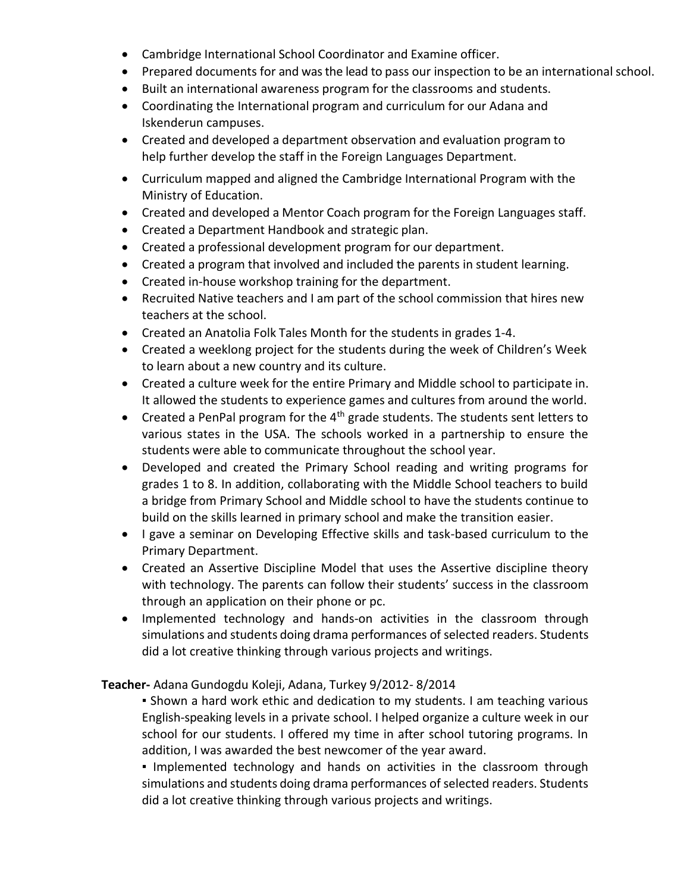- Cambridge International School Coordinator and Examine officer.
- Prepared documents for and was the lead to pass our inspection to be an international school.
- Built an international awareness program for the classrooms and students.
- Coordinating the International program and curriculum for our Adana and Iskenderun campuses.
- Created and developed a department observation and evaluation program to help further develop the staff in the Foreign Languages Department.
- Curriculum mapped and aligned the Cambridge International Program with the Ministry of Education.
- Created and developed a Mentor Coach program for the Foreign Languages staff.
- Created a Department Handbook and strategic plan.
- Created a professional development program for our department.
- Created a program that involved and included the parents in student learning.
- Created in-house workshop training for the department.
- Recruited Native teachers and I am part of the school commission that hires new teachers at the school.
- Created an Anatolia Folk Tales Month for the students in grades 1-4.
- Created a weeklong project for the students during the week of Children's Week to learn about a new country and its culture.
- Created a culture week for the entire Primary and Middle school to participate in. It allowed the students to experience games and cultures from around the world.
- Created a PenPal program for the 4th grade students. The students sent letters to various states in the USA. The schools worked in a partnership to ensure the students were able to communicate throughout the school year.
- Developed and created the Primary School reading and writing programs for grades 1 to 8. In addition, collaborating with the Middle School teachers to build a bridge from Primary School and Middle school to have the students continue to build on the skills learned in primary school and make the transition easier.
- I gave a seminar on Developing Effective skills and task-based curriculum to the Primary Department.
- Created an Assertive Discipline Model that uses the Assertive discipline theory with technology. The parents can follow their students' success in the classroom through an application on their phone or pc.
- Implemented technology and hands-on activities in the classroom through simulations and students doing drama performances of selected readers. Students did a lot creative thinking through various projects and writings.

**Teacher-** Adana Gundogdu Koleji, Adana, Turkey 9/2012- 8/2014

- Shown a hard work ethic and dedication to my students. I am teaching various English-speaking levels in a private school. I helped organize a culture week in our school for our students. I offered my time in after school tutoring programs. In addition, I was awarded the best newcomer of the year award.
- Implemented technology and hands on activities in the classroom through simulations and students doing drama performances of selected readers. Students did a lot creative thinking through various projects and writings.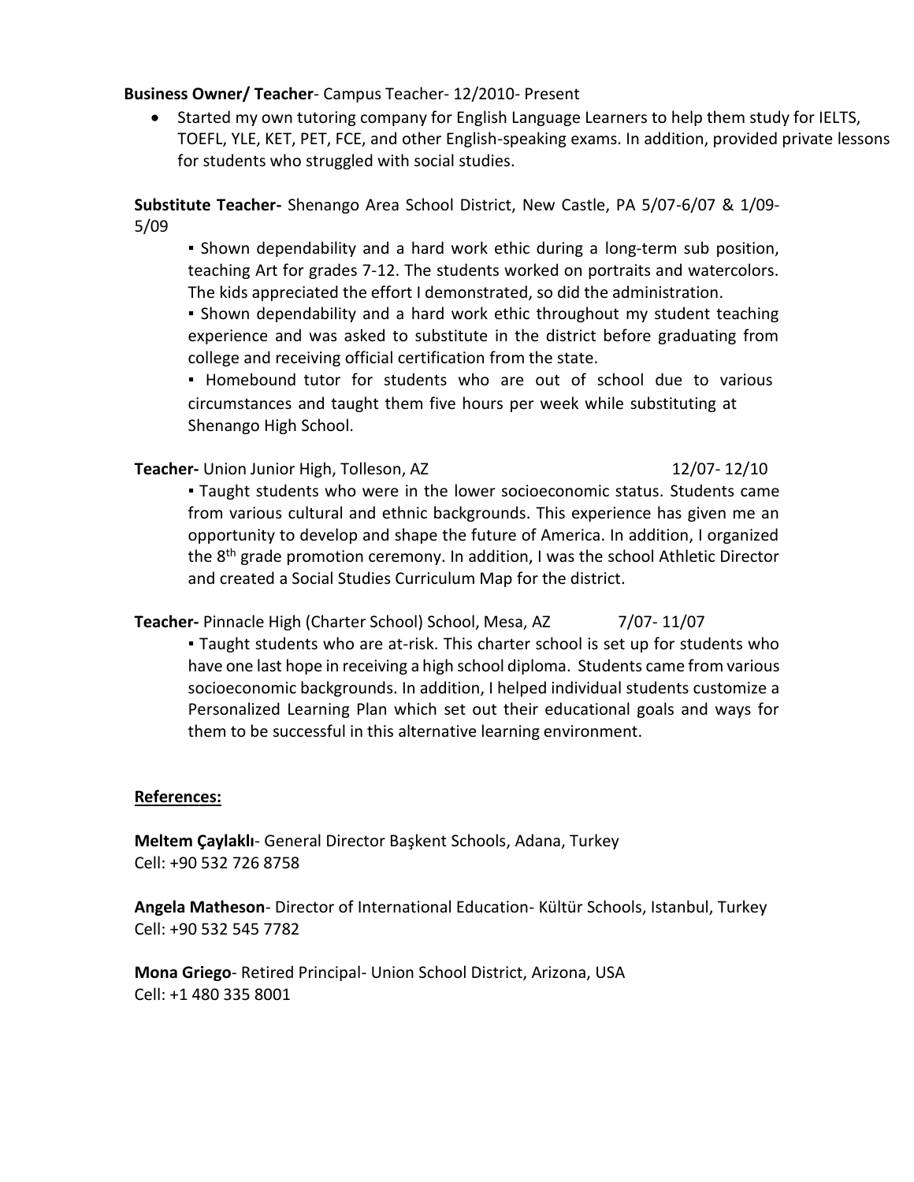**Business Owner/ Teacher**- Campus Teacher- 12/2010- Present

- Started my own tutoring company for English Language Learners to help them study for IELTS, TOEFL, YLE, KET, PET, FCE, and other English-speaking exams. In addition, provided private lessons for students who struggled with social studies.

**Substitute Teacher-** Shenango Area School District, New Castle, PA 5/07-6/07 & 1/09-5/09

- Shown dependability and a hard work ethic during a long-term sub position, teaching Art for grades 7-12. The students worked on portraits and watercolors. The kids appreciated the effort I demonstrated, so did the administration.
- Shown dependability and a hard work ethic throughout my student teaching experience and was asked to substitute in the district before graduating from college and receiving official certification from the state.
- Homebound tutor for students who are out of school due to various circumstances and taught them five hours per week while substituting at Shenango High School.

**Teacher-** Union Junior High, Tolleson, AZ 12/07- 12/10

- Taught students who were in the lower socioeconomic status. Students came from various cultural and ethnic backgrounds. This experience has given me an opportunity to develop and shape the future of America. In addition, I organized the 8th grade promotion ceremony. In addition, I was the school Athletic Director and created a Social Studies Curriculum Map for the district.

**Teacher-** Pinnacle High (Charter School) School, Mesa, AZ 7/07- 11/07

- Taught students who are at-risk. This charter school is set up for students who have one last hope in receiving a high school diploma. Students came from various socioeconomic backgrounds. In addition, I helped individual students customize a Personalized Learning Plan which set out their educational goals and ways for them to be successful in this alternative learning environment.

**References:**

**Meltem Çaylaklı**- General Director Başkent Schools, Adana, Turkey
Cell: +90 532 726 8758

**Angela Matheson**- Director of International Education- Kültür Schools, Istanbul, Turkey
Cell: +90 532 545 7782

**Mona Griego**- Retired Principal- Union School District, Arizona, USA
Cell: +1 480 335 8001